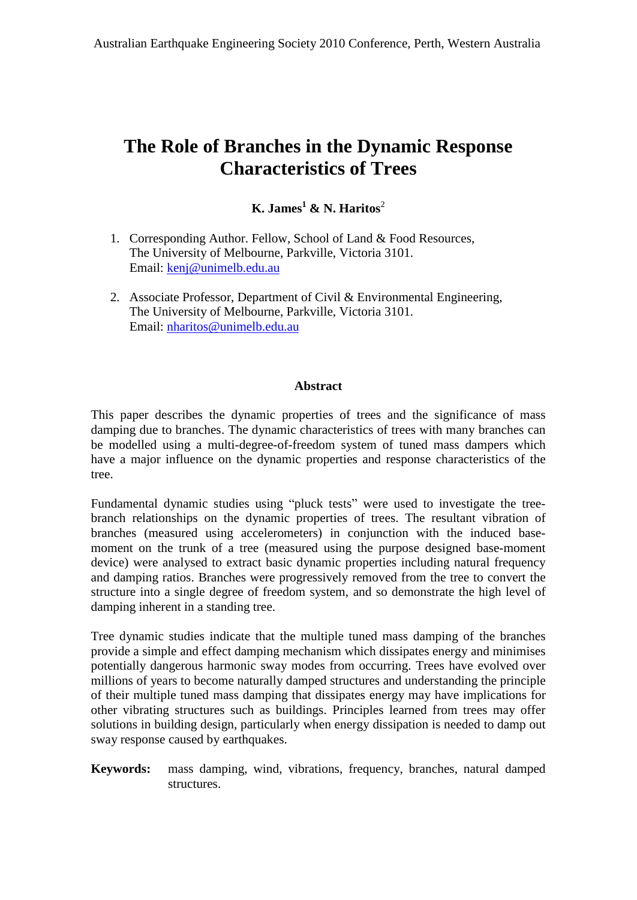# The Role of Branches in the Dynamic Response Characteristics of Trees

**K. James[1] & N. Haritos[2]**

1. Corresponding Author. Fellow, School of Land & Food Resources, The University of Melbourne, Parkville, Victoria 3101. Email: kenj@unimelb.edu.au

2. Associate Professor, Department of Civil & Environmental Engineering, The University of Melbourne, Parkville, Victoria 3101. Email: nharitos@unimelb.edu.au

## Abstract

This paper describes the dynamic properties of trees and the significance of mass damping due to branches. The dynamic characteristics of trees with many branches can be modelled using a multi-degree-of-freedom system of tuned mass dampers which have a major influence on the dynamic properties and response characteristics of the tree.

Fundamental dynamic studies using "pluck tests" were used to investigate the tree-branch relationships on the dynamic properties of trees. The resultant vibration of branches (measured using accelerometers) in conjunction with the induced base-moment on the trunk of a tree (measured using the purpose designed base-moment device) were analysed to extract basic dynamic properties including natural frequency and damping ratios. Branches were progressively removed from the tree to convert the structure into a single degree of freedom system, and so demonstrate the high level of damping inherent in a standing tree.

Tree dynamic studies indicate that the multiple tuned mass damping of the branches provide a simple and effect damping mechanism which dissipates energy and minimises potentially dangerous harmonic sway modes from occurring. Trees have evolved over millions of years to become naturally damped structures and understanding the principle of their multiple tuned mass damping that dissipates energy may have implications for other vibrating structures such as buildings. Principles learned from trees may offer solutions in building design, particularly when energy dissipation is needed to damp out sway response caused by earthquakes.

**Keywords:** mass damping, wind, vibrations, frequency, branches, natural damped structures.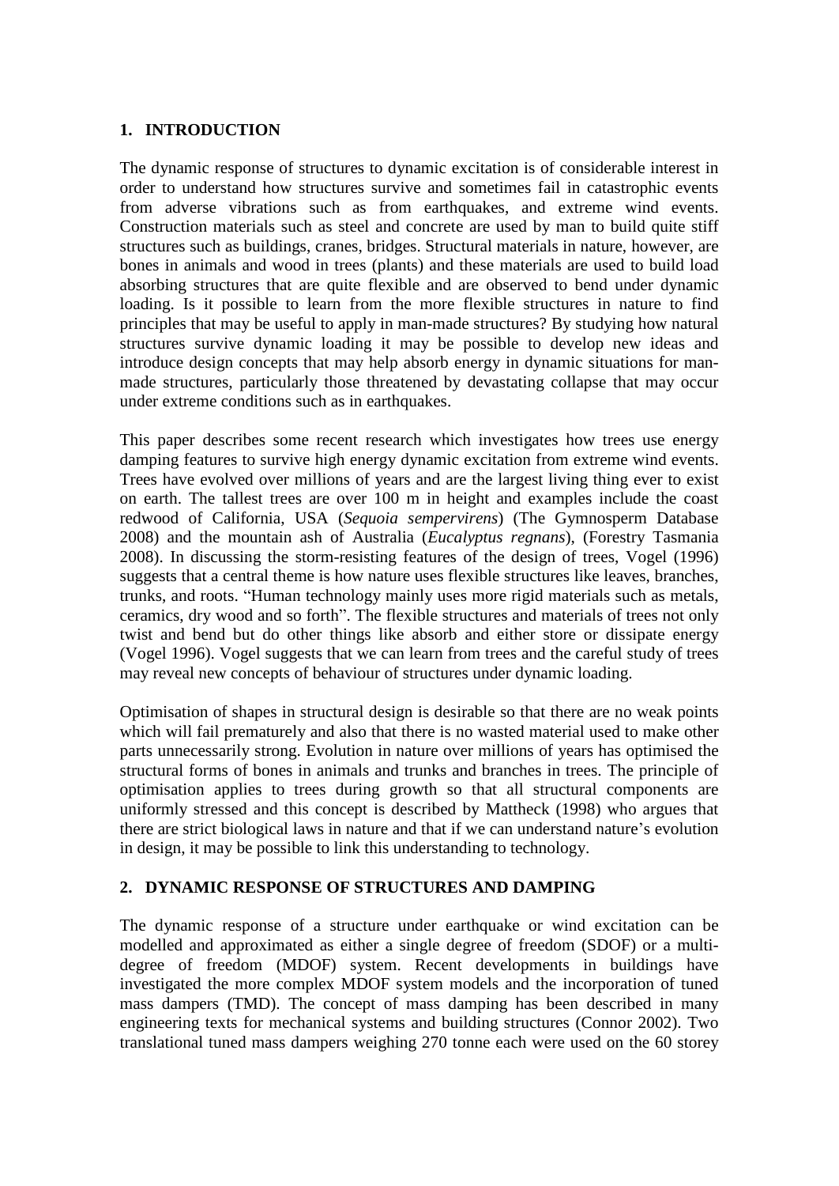## 1. INTRODUCTION

The dynamic response of structures to dynamic excitation is of considerable interest in order to understand how structures survive and sometimes fail in catastrophic events from adverse vibrations such as from earthquakes, and extreme wind events. Construction materials such as steel and concrete are used by man to build quite stiff structures such as buildings, cranes, bridges. Structural materials in nature, however, are bones in animals and wood in trees (plants) and these materials are used to build load absorbing structures that are quite flexible and are observed to bend under dynamic loading. Is it possible to learn from the more flexible structures in nature to find principles that may be useful to apply in man-made structures? By studying how natural structures survive dynamic loading it may be possible to develop new ideas and introduce design concepts that may help absorb energy in dynamic situations for man-made structures, particularly those threatened by devastating collapse that may occur under extreme conditions such as in earthquakes.

This paper describes some recent research which investigates how trees use energy damping features to survive high energy dynamic excitation from extreme wind events. Trees have evolved over millions of years and are the largest living thing ever to exist on earth. The tallest trees are over 100 m in height and examples include the coast redwood of California, USA (*Sequoia sempervirens*) (The Gymnosperm Database 2008) and the mountain ash of Australia (*Eucalyptus regnans*), (Forestry Tasmania 2008). In discussing the storm-resisting features of the design of trees, Vogel (1996) suggests that a central theme is how nature uses flexible structures like leaves, branches, trunks, and roots. "Human technology mainly uses more rigid materials such as metals, ceramics, dry wood and so forth". The flexible structures and materials of trees not only twist and bend but do other things like absorb and either store or dissipate energy (Vogel 1996). Vogel suggests that we can learn from trees and the careful study of trees may reveal new concepts of behaviour of structures under dynamic loading.

Optimisation of shapes in structural design is desirable so that there are no weak points which will fail prematurely and also that there is no wasted material used to make other parts unnecessarily strong. Evolution in nature over millions of years has optimised the structural forms of bones in animals and trunks and branches in trees. The principle of optimisation applies to trees during growth so that all structural components are uniformly stressed and this concept is described by Mattheck (1998) who argues that there are strict biological laws in nature and that if we can understand nature's evolution in design, it may be possible to link this understanding to technology.

## 2. DYNAMIC RESPONSE OF STRUCTURES AND DAMPING

The dynamic response of a structure under earthquake or wind excitation can be modelled and approximated as either a single degree of freedom (SDOF) or a multi-degree of freedom (MDOF) system. Recent developments in buildings have investigated the more complex MDOF system models and the incorporation of tuned mass dampers (TMD). The concept of mass damping has been described in many engineering texts for mechanical systems and building structures (Connor 2002). Two translational tuned mass dampers weighing 270 tonne each were used on the 60 storey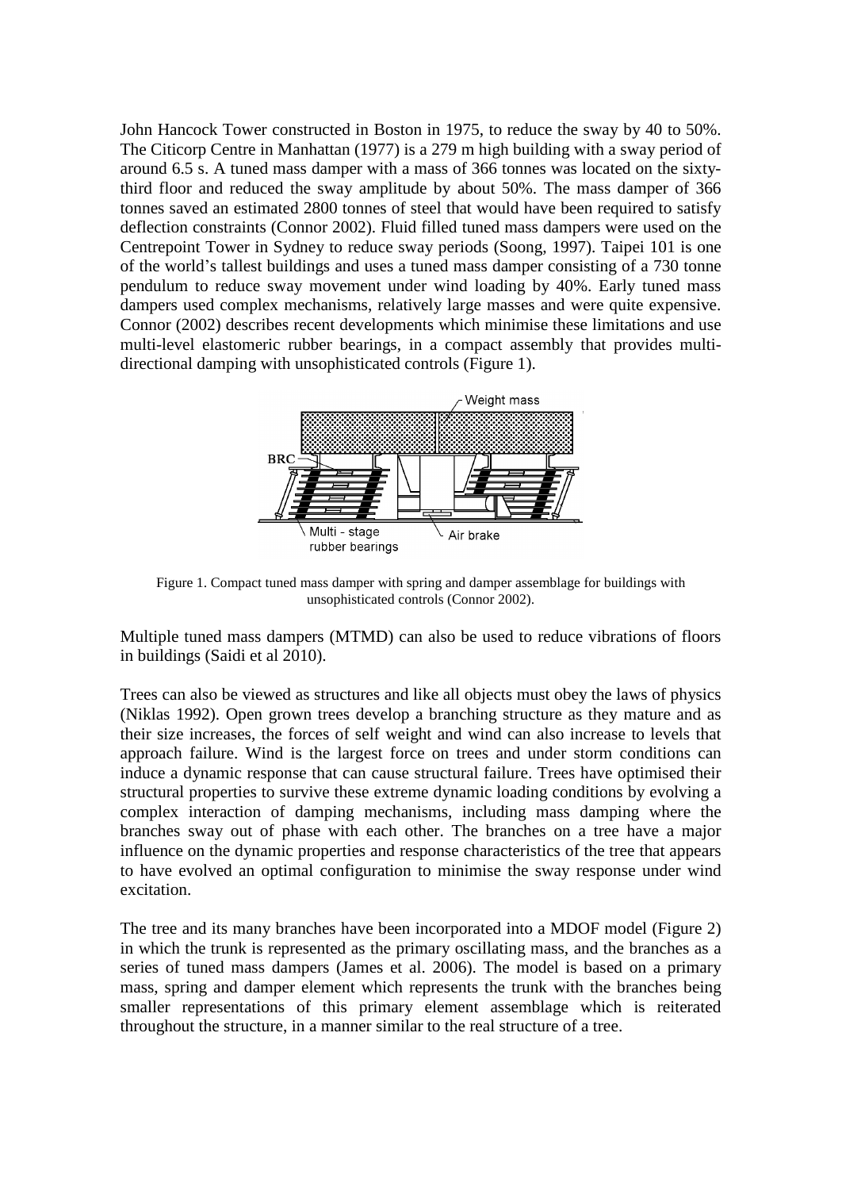John Hancock Tower constructed in Boston in 1975, to reduce the sway by 40 to 50%. The Citicorp Centre in Manhattan (1977) is a 279 m high building with a sway period of around 6.5 s. A tuned mass damper with a mass of 366 tonnes was located on the sixty-third floor and reduced the sway amplitude by about 50%. The mass damper of 366 tonnes saved an estimated 2800 tonnes of steel that would have been required to satisfy deflection constraints (Connor 2002). Fluid filled tuned mass dampers were used on the Centrepoint Tower in Sydney to reduce sway periods (Soong, 1997). Taipei 101 is one of the world's tallest buildings and uses a tuned mass damper consisting of a 730 tonne pendulum to reduce sway movement under wind loading by 40%. Early tuned mass dampers used complex mechanisms, relatively large masses and were quite expensive. Connor (2002) describes recent developments which minimise these limitations and use multi-level elastomeric rubber bearings, in a compact assembly that provides multi-directional damping with unsophisticated controls (Figure 1).

Figure 1. Compact tuned mass damper with spring and damper assemblage for buildings with unsophisticated controls (Connor 2002).

Multiple tuned mass dampers (MTMD) can also be used to reduce vibrations of floors in buildings (Saidi et al 2010).

Trees can also be viewed as structures and like all objects must obey the laws of physics (Niklas 1992). Open grown trees develop a branching structure as they mature and as their size increases, the forces of self weight and wind can also increase to levels that approach failure. Wind is the largest force on trees and under storm conditions can induce a dynamic response that can cause structural failure. Trees have optimised their structural properties to survive these extreme dynamic loading conditions by evolving a complex interaction of damping mechanisms, including mass damping where the branches sway out of phase with each other. The branches on a tree have a major influence on the dynamic properties and response characteristics of the tree that appears to have evolved an optimal configuration to minimise the sway response under wind excitation.

The tree and its many branches have been incorporated into a MDOF model (Figure 2) in which the trunk is represented as the primary oscillating mass, and the branches as a series of tuned mass dampers (James et al. 2006). The model is based on a primary mass, spring and damper element which represents the trunk with the branches being smaller representations of this primary element assemblage which is reiterated throughout the structure, in a manner similar to the real structure of a tree.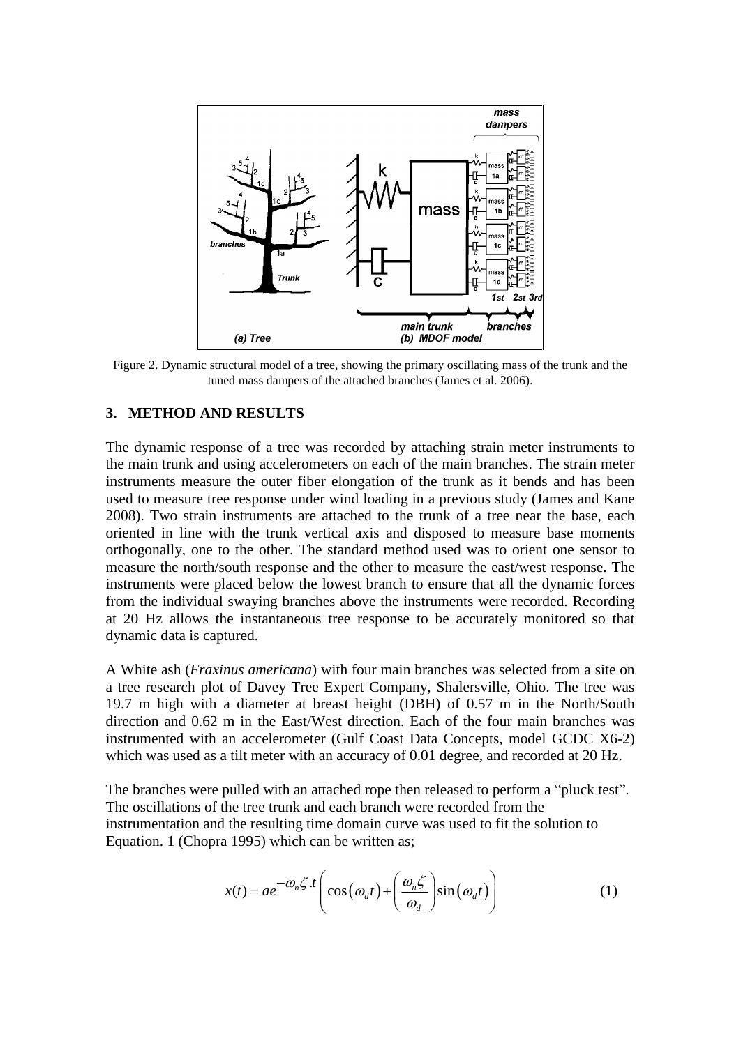Figure 2. Dynamic structural model of a tree, showing the primary oscillating mass of the trunk and the tuned mass dampers of the attached branches (James et al. 2006).

## 3. METHOD AND RESULTS

The dynamic response of a tree was recorded by attaching strain meter instruments to the main trunk and using accelerometers on each of the main branches. The strain meter instruments measure the outer fiber elongation of the trunk as it bends and has been used to measure tree response under wind loading in a previous study (James and Kane 2008). Two strain instruments are attached to the trunk of a tree near the base, each oriented in line with the trunk vertical axis and disposed to measure base moments orthogonally, one to the other. The standard method used was to orient one sensor to measure the north/south response and the other to measure the east/west response. The instruments were placed below the lowest branch to ensure that all the dynamic forces from the individual swaying branches above the instruments were recorded. Recording at 20 Hz allows the instantaneous tree response to be accurately monitored so that dynamic data is captured.

A White ash (*Fraxinus americana*) with four main branches was selected from a site on a tree research plot of Davey Tree Expert Company, Shalersville, Ohio. The tree was 19.7 m high with a diameter at breast height (DBH) of 0.57 m in the North/South direction and 0.62 m in the East/West direction. Each of the four main branches was instrumented with an accelerometer (Gulf Coast Data Concepts, model GCDC X6-2) which was used as a tilt meter with an accuracy of 0.01 degree, and recorded at 20 Hz.

The branches were pulled with an attached rope then released to perform a "pluck test". The oscillations of the tree trunk and each branch were recorded from the instrumentation and the resulting time domain curve was used to fit the solution to Equation. 1 (Chopra 1995) which can be written as;

$$x(t) = ae^{-\omega_n \zeta . t} \left( \cos(\omega_d t) + \left( \frac{\omega_n \zeta}{\omega_d} \right) \sin(\omega_d t) \right) \quad (1)$$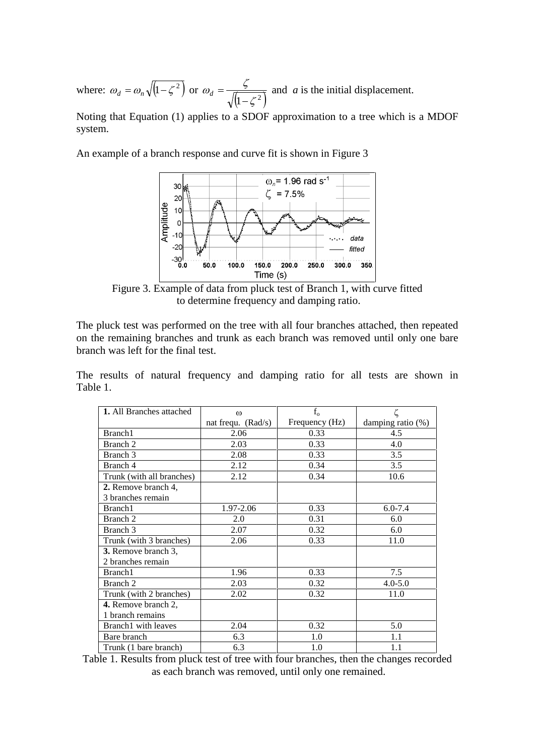where: $\omega_d = \omega_n \sqrt{\left(1-\zeta^2\right)}$ or $\omega_d = \dfrac{\zeta}{\sqrt{\left(1-\zeta^2\right)}}$ and $a$ is the initial displacement.

Noting that Equation (1) applies to a SDOF approximation to a tree which is a MDOF system.

An example of a branch response and curve fit is shown in Figure 3

Figure 3. Example of data from pluck test of Branch 1, with curve fitted to determine frequency and damping ratio.

The pluck test was performed on the tree with all four branches attached, then repeated on the remaining branches and trunk as each branch was removed until only one bare branch was left for the final test.

The results of natural frequency and damping ratio for all tests are shown in Table 1.

| **1.** All Branches attached | $\omega$ nat frequ. (Rad/s) | $f_o$ Frequency (Hz) | $\zeta$ damping ratio (%) |
|---|---|---|---|
| Branch1 | 2.06 | 0.33 | 4.5 |
| Branch 2 | 2.03 | 0.33 | 4.0 |
| Branch 3 | 2.08 | 0.33 | 3.5 |
| Branch 4 | 2.12 | 0.34 | 3.5 |
| Trunk (with all branches) | 2.12 | 0.34 | 10.6 |
| **2.** Remove branch 4, 3 branches remain | | | |
| Branch1 | 1.97-2.06 | 0.33 | 6.0-7.4 |
| Branch 2 | 2.0 | 0.31 | 6.0 |
| Branch 3 | 2.07 | 0.32 | 6.0 |
| Trunk (with 3 branches) | 2.06 | 0.33 | 11.0 |
| **3.** Remove branch 3, 2 branches remain | | | |
| Branch1 | 1.96 | 0.33 | 7.5 |
| Branch 2 | 2.03 | 0.32 | 4.0-5.0 |
| Trunk (with 2 branches) | 2.02 | 0.32 | 11.0 |
| **4.** Remove branch 2, 1 branch remains | | | |
| Branch1 with leaves | 2.04 | 0.32 | 5.0 |
| Bare branch | 6.3 | 1.0 | 1.1 |
| Trunk (1 bare branch) | 6.3 | 1.0 | 1.1 |

Table 1. Results from pluck test of tree with four branches, then the changes recorded as each branch was removed, until only one remained.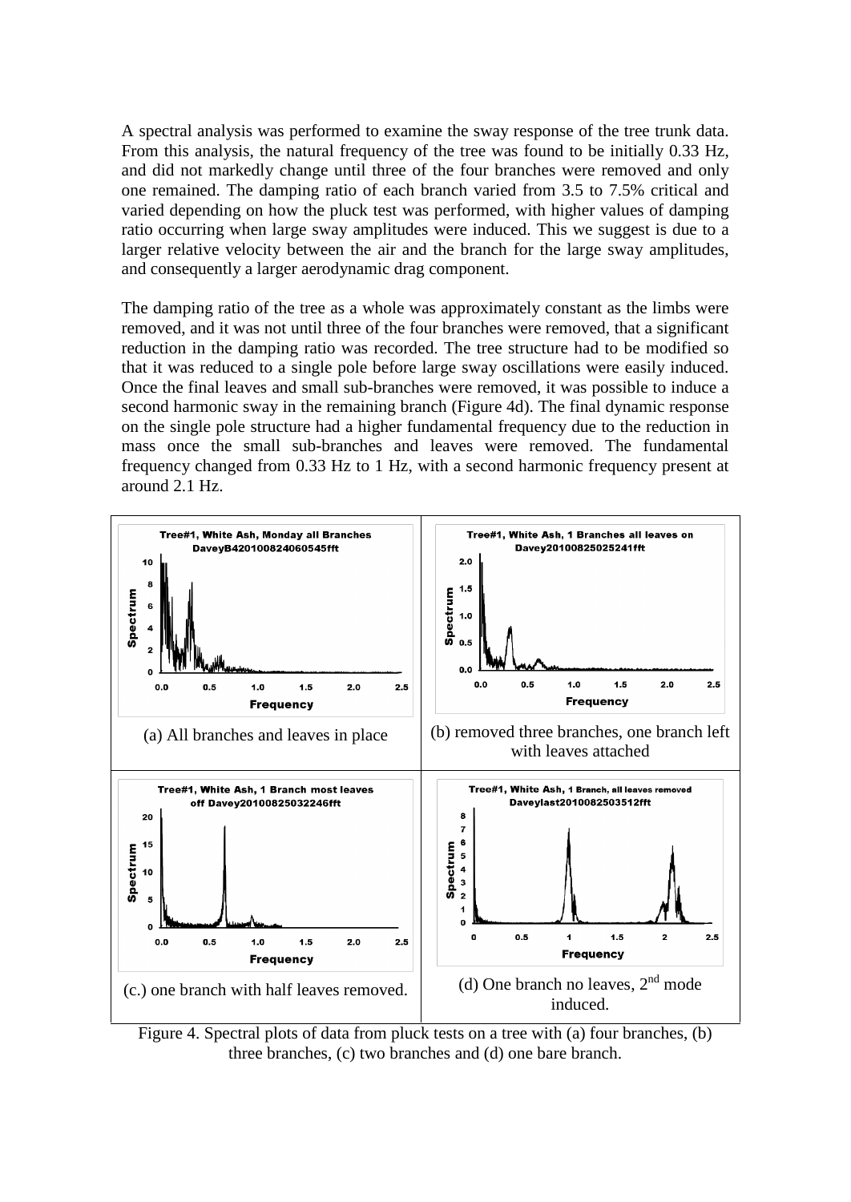A spectral analysis was performed to examine the sway response of the tree trunk data. From this analysis, the natural frequency of the tree was found to be initially 0.33 Hz, and did not markedly change until three of the four branches were removed and only one remained. The damping ratio of each branch varied from 3.5 to 7.5% critical and varied depending on how the pluck test was performed, with higher values of damping ratio occurring when large sway amplitudes were induced. This we suggest is due to a larger relative velocity between the air and the branch for the large sway amplitudes, and consequently a larger aerodynamic drag component.

The damping ratio of the tree as a whole was approximately constant as the limbs were removed, and it was not until three of the four branches were removed, that a significant reduction in the damping ratio was recorded. The tree structure had to be modified so that it was reduced to a single pole before large sway oscillations were easily induced. Once the final leaves and small sub-branches were removed, it was possible to induce a second harmonic sway in the remaining branch (Figure 4d). The final dynamic response on the single pole structure had a higher fundamental frequency due to the reduction in mass once the small sub-branches and leaves were removed. The fundamental frequency changed from 0.33 Hz to 1 Hz, with a second harmonic frequency present at around 2.1 Hz.

(a) All branches and leaves in place

(b) removed three branches, one branch left with leaves attached

(c.) one branch with half leaves removed.

(d) One branch no leaves, 2nd mode induced.

Figure 4. Spectral plots of data from pluck tests on a tree with (a) four branches, (b) three branches, (c) two branches and (d) one bare branch.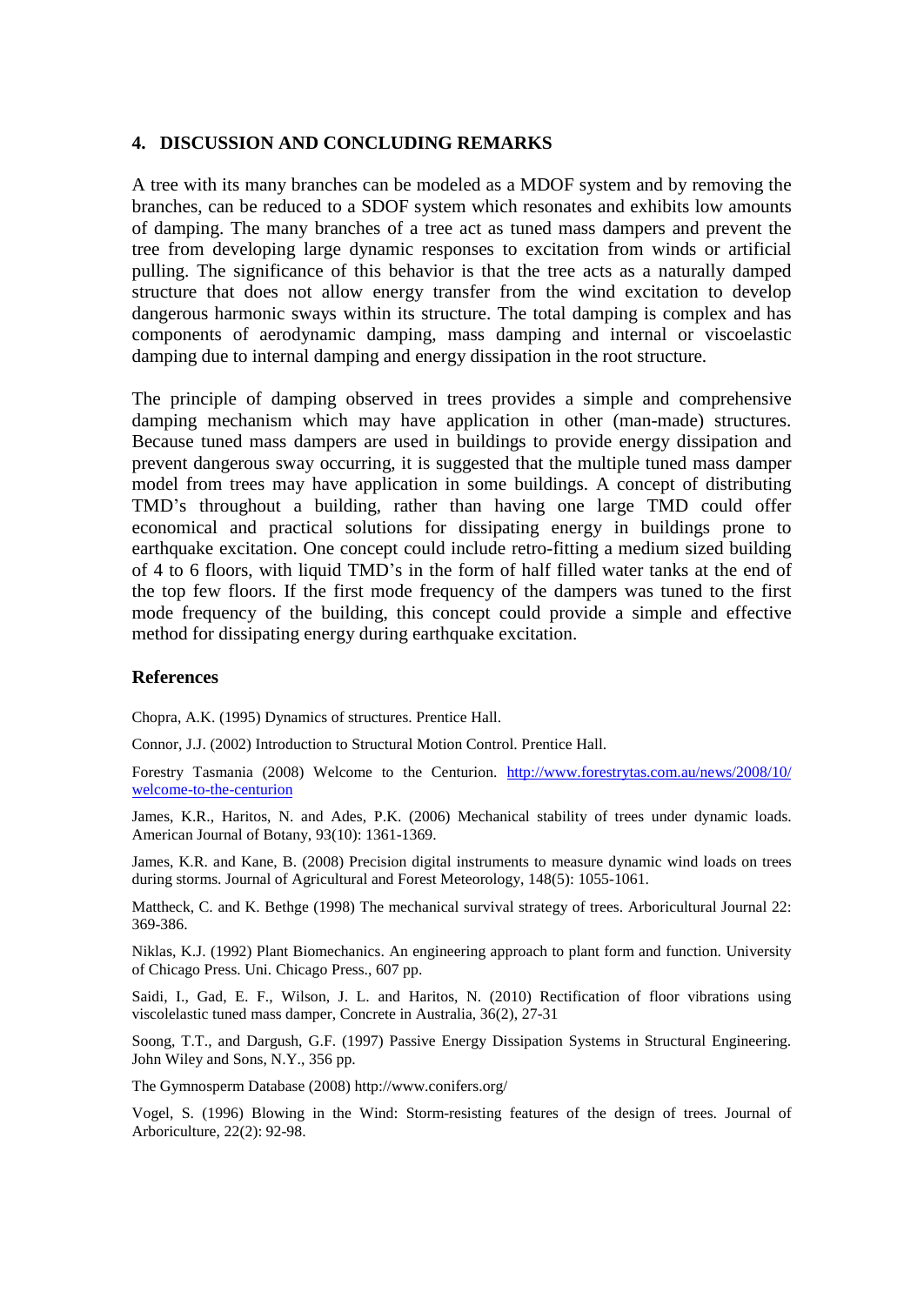## 4. DISCUSSION AND CONCLUDING REMARKS

A tree with its many branches can be modeled as a MDOF system and by removing the branches, can be reduced to a SDOF system which resonates and exhibits low amounts of damping. The many branches of a tree act as tuned mass dampers and prevent the tree from developing large dynamic responses to excitation from winds or artificial pulling. The significance of this behavior is that the tree acts as a naturally damped structure that does not allow energy transfer from the wind excitation to develop dangerous harmonic sways within its structure. The total damping is complex and has components of aerodynamic damping, mass damping and internal or viscoelastic damping due to internal damping and energy dissipation in the root structure.

The principle of damping observed in trees provides a simple and comprehensive damping mechanism which may have application in other (man-made) structures. Because tuned mass dampers are used in buildings to provide energy dissipation and prevent dangerous sway occurring, it is suggested that the multiple tuned mass damper model from trees may have application in some buildings. A concept of distributing TMD's throughout a building, rather than having one large TMD could offer economical and practical solutions for dissipating energy in buildings prone to earthquake excitation. One concept could include retro-fitting a medium sized building of 4 to 6 floors, with liquid TMD's in the form of half filled water tanks at the end of the top few floors. If the first mode frequency of the dampers was tuned to the first mode frequency of the building, this concept could provide a simple and effective method for dissipating energy during earthquake excitation.

### References

Chopra, A.K. (1995) Dynamics of structures. Prentice Hall.

Connor, J.J. (2002) Introduction to Structural Motion Control. Prentice Hall.

Forestry Tasmania (2008) Welcome to the Centurion. http://www.forestrytas.com.au/news/2008/10/welcome-to-the-centurion

James, K.R., Haritos, N. and Ades, P.K. (2006) Mechanical stability of trees under dynamic loads. American Journal of Botany, 93(10): 1361-1369.

James, K.R. and Kane, B. (2008) Precision digital instruments to measure dynamic wind loads on trees during storms. Journal of Agricultural and Forest Meteorology, 148(5): 1055-1061.

Mattheck, C. and K. Bethge (1998) The mechanical survival strategy of trees. Arboricultural Journal 22: 369-386.

Niklas, K.J. (1992) Plant Biomechanics. An engineering approach to plant form and function. University of Chicago Press. Uni. Chicago Press., 607 pp.

Saidi, I., Gad, E. F., Wilson, J. L. and Haritos, N. (2010) Rectification of floor vibrations using viscolelastic tuned mass damper, Concrete in Australia, 36(2), 27-31

Soong, T.T., and Dargush, G.F. (1997) Passive Energy Dissipation Systems in Structural Engineering. John Wiley and Sons, N.Y., 356 pp.

The Gymnosperm Database (2008) http://www.conifers.org/

Vogel, S. (1996) Blowing in the Wind: Storm-resisting features of the design of trees. Journal of Arboriculture, 22(2): 92-98.